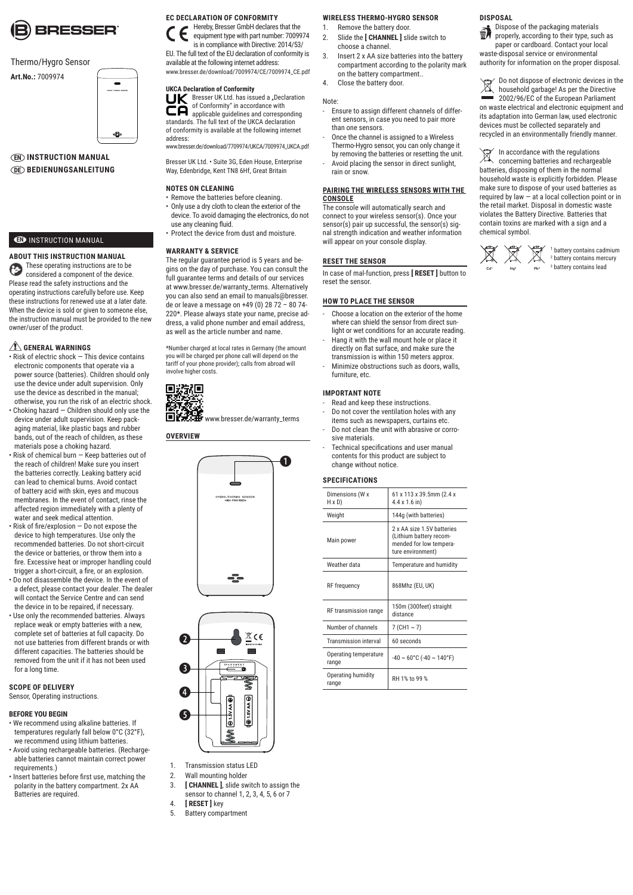# BRESSER

Thermo/Hygro Sensor

**Art.No.:** 7009974

**EN INSTRUCTION MANUAL**

**DE BEDIENUNGSANLEITUNG**

## EN INSTRUCTION MANUAL

### ABOUT THIS INSTRUCTION MANUAL

These operating instructions are to be considered a component of the device. Please read the safety instructions and the operating instructions carefully before use. Keep these instructions for renewed use at a later date. When the device is sold or given to someone else, the instruction manual must be provided to the new owner/user of the product.

### GENERAL WARNINGS

- Risk of electric shock — This device contains electronic components that operate via a power source (batteries). Children should only use the device under adult supervision. Only use the device as described in the manual; otherwise, you run the risk of an electric shock.
- Choking hazard — Children should only use the device under adult supervision. Keep packaging material, like plastic bags and rubber bands, out of the reach of children, as these materials pose a choking hazard.
- Risk of chemical burn — Keep batteries out of the reach of children! Make sure you insert the batteries correctly. Leaking battery acid can lead to chemical burns. Avoid contact of battery acid with skin, eyes and mucous membranes. In the event of contact, rinse the affected region immediately with a plenty of water and seek medical attention.
- Risk of fire/explosion — Do not expose the device to high temperatures. Use only the recommended batteries. Do not short-circuit the device or batteries, or throw them into a fire. Excessive heat or improper handling could trigger a short-circuit, a fire, or an explosion.
- Do not disassemble the device. In the event of a defect, please contact your dealer. The dealer will contact the Service Centre and can send the device in to be repaired, if necessary.
- Use only the recommended batteries. Always replace weak or empty batteries with a new, complete set of batteries at full capacity. Do not use batteries from different brands or with different capacities. The batteries should be removed from the unit if it has not been used for a long time.

### SCOPE OF DELIVERY

Sensor, Operating instructions.

### BEFORE YOU BEGIN

- We recommend using alkaline batteries. If temperatures regularly fall below 0°C (32°F), we recommend using lithium batteries.
- Avoid using rechargeable batteries. (Rechargeable batteries cannot maintain correct power requirements.)
- Insert batteries before first use, matching the polarity in the battery compartment. 2x AA Batteries are required.

### EC DECLARATION OF CONFORMITY

Hereby, Bresser GmbH declares that the equipment type with part number: 7009974 is in compliance with Directive: 2014/53/EU. The full text of the EU declaration of conformity is available at the following internet address:
www.bresser.de/download/7009974/CE/7009974_CE.pdf

**UKCA Declaration of Conformity**

Bresser UK Ltd. has issued a „Declaration of Conformity" in accordance with applicable guidelines and corresponding standards. The full text of the UKCA declaration of conformity is available at the following internet address:
www.bresser.de/download/7709974/UKCA/7009974_UKCA.pdf

Bresser UK Ltd. • Suite 3G, Eden House, Enterprise Way, Edenbridge, Kent TN8 6Hf, Great Britain

### NOTES ON CLEANING

- Remove the batteries before cleaning.
- Only use a dry cloth to clean the exterior of the device. To avoid damaging the electronics, do not use any cleaning fluid.
- Protect the device from dust and moisture.

### WARRANTY & SERVICE

The regular guarantee period is 5 years and begins on the day of purchase. You can consult the full guarantee terms and details of our services at www.bresser.de/warranty_terms. Alternatively you can also send an email to manuals@bresser.de or leave a message on +49 (0) 28 72 – 80 74-220*. Please always state your name, precise address, a valid phone number and email address, as well as the article number and name.

*Number charged at local rates in Germany (the amount you will be charged per phone call will depend on the tariff of your phone provider); calls from abroad will involve higher costs.

www.bresser.de/warranty_terms

### OVERVIEW

1. Transmission status LED
2. Wall mounting holder
3. **[ CHANNEL ]**, slide switch to assign the sensor to channel 1, 2, 3, 4, 5, 6 or 7
4. **[ RESET ]** key
5. Battery compartment

### WIRELESS THERMO-HYGRO SENSOR

1. Remove the battery door.
2. Slide the **[ CHANNEL ]** slide switch to choose a channel.
3. Insert 2 x AA size batteries into the battery compartment according to the polarity mark on the battery compartment..
4. Close the battery door.

Note:

- Ensure to assign different channels of different sensors, in case you need to pair more than one sensors.
- Once the channel is assigned to a Wireless Thermo-Hygro sensor, you can only change it by removing the batteries or resetting the unit.
- Avoid placing the sensor in direct sunlight, rain or snow.

### PAIRING THE WIRELESS SENSORS WITH THE CONSOLE

The console will automatically search and connect to your wireless sensor(s). Once your sensor(s) pair up successful, the sensor(s) signal strength indication and weather information will appear on your console display.

### RESET THE SENSOR

In case of mal-function, press **[ RESET ]** button to reset the sensor.

### HOW TO PLACE THE SENSOR

- Choose a location on the exterior of the home where can shield the sensor from direct sunlight or wet conditions for an accurate reading.
- Hang it with the wall mount hole or place it directly on flat surface, and make sure the transmission is within 150 meters approx.
- Minimize obstructions such as doors, walls, furniture, etc.

### IMPORTANT NOTE

- Read and keep these instructions.
- Do not cover the ventilation holes with any items such as newspapers, curtains etc.
- Do not clean the unit with abrasive or corrosive materials.
- Technical specifications and user manual contents for this product are subject to change without notice.

### SPECIFICATIONS

| | |
|---|---|
| Dimensions (W x H x D) | 61 x 113 x 39.5mm (2.4 x 4.4 x 1.6 in) |
| Weight | 144g (with batteries) |
| Main power | 2 x AA size 1.5V batteries (Lithium battery recommended for low temperature environment) |
| Weather data | Temperature and humidity |
| RF frequency | 868Mhz (EU, UK) |
| RF transmission range | 150m (300feet) straight distance |
| Number of channels | 7 (CH1 ~ 7) |
| Transmission interval | 60 seconds |
| Operating temperature range | -40 ~ 60°C (-40 ~ 140°F) |
| Operating humidity range | RH 1% to 99 % |

### DISPOSAL

Dispose of the packaging materials properly, according to their type, such as paper or cardboard. Contact your local waste-disposal service or environmental authority for information on the proper disposal.

Do not dispose of electronic devices in the household garbage! As per the Directive 2002/96/EC of the European Parliament on waste electrical and electronic equipment and its adaptation into German law, used electronic devices must be collected separately and recycled in an environmentally friendly manner.

In accordance with the regulations concerning batteries and rechargeable batteries, disposing of them in the normal household waste is explicitly forbidden. Please make sure to dispose of your used batteries as required by law — at a local collection point or in the retail market. Disposal in domestic waste violates the Battery Directive. Batteries that contain toxins are marked with a sign and a chemical symbol.

[1] battery contains cadmium
[2] battery contains mercury
[3] battery contains lead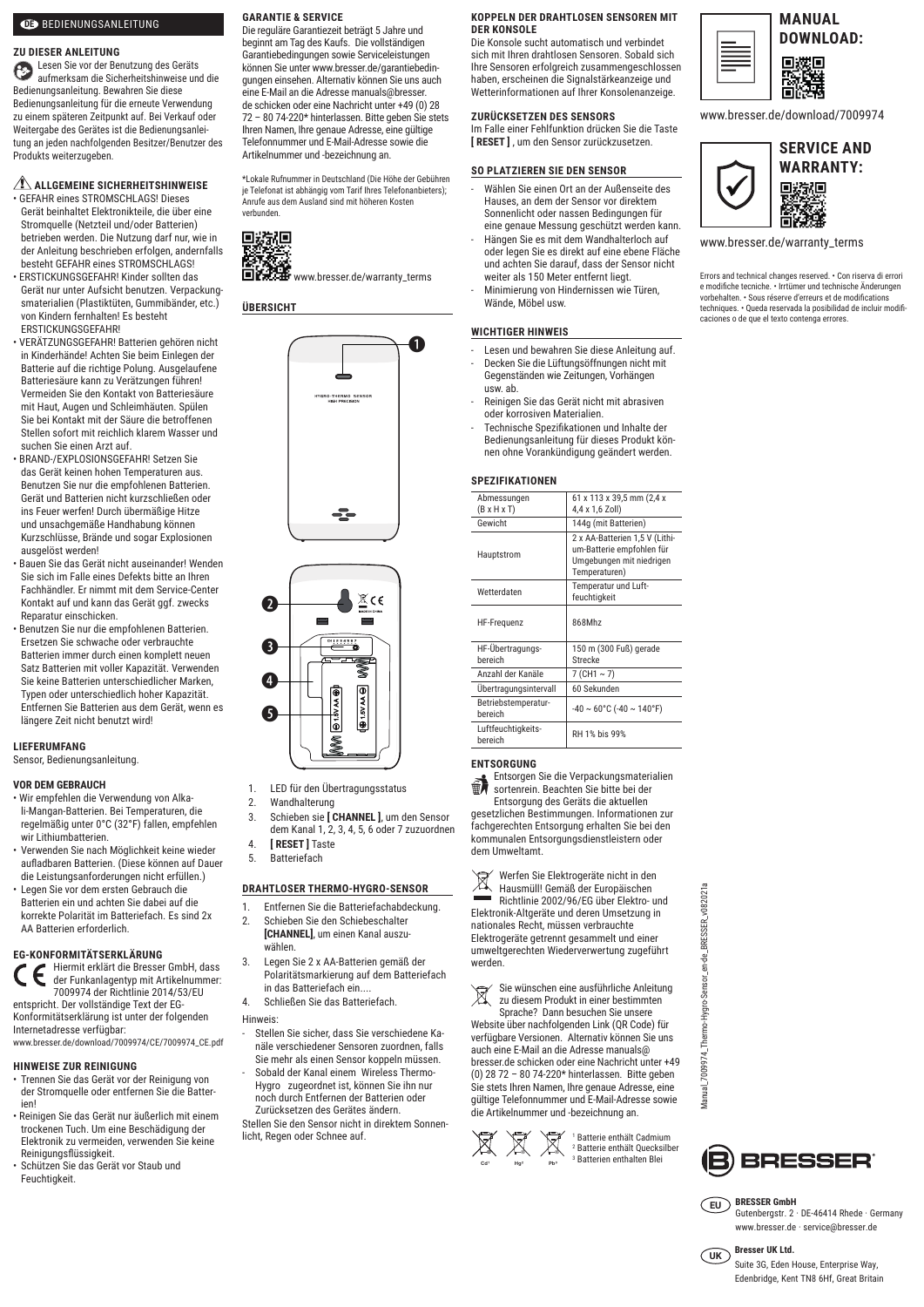DE BEDIENUNGSANLEITUNG

## ZU DIESER ANLEITUNG

Lesen Sie vor der Benutzung des Geräts aufmerksam die Sicherheitshinweise und die Bedienungsanleitung. Bewahren Sie diese Bedienungsanleitung für die erneute Verwendung zu einem späteren Zeitpunkt auf. Bei Verkauf oder Weitergabe des Gerätes ist die Bedienungsanleitung an jeden nachfolgenden Besitzer/Benutzer des Produkts weiterzugeben.

## ALLGEMEINE SICHERHEITSHINWEISE

- GEFAHR eines STROMSCHLAGS! Dieses Gerät beinhaltet Elektronikteile, die über eine Stromquelle (Netzteil und/oder Batterien) betrieben werden. Die Nutzung darf nur, wie in der Anleitung beschrieben erfolgen, andernfalls besteht GEFAHR eines STROMSCHLAGS!
- ERSTICKUNGSGEFAHR! Kinder sollten das Gerät nur unter Aufsicht benutzen. Verpackungsmaterialien (Plastiktüten, Gummibänder, etc.) von Kindern fernhalten! Es besteht ERSTICKUNGSGEFAHR!
- VERÄTZUNGSGEFAHR! Batterien gehören nicht in Kinderhände! Achten Sie beim Einlegen der Batterie auf die richtige Polung. Ausgelaufene Batteriesäure kann zu Verätzungen führen! Vermeiden Sie den Kontakt von Batteriesäure mit Haut, Augen und Schleimhäuten. Spülen Sie bei Kontakt mit der Säure die betroffenen Stellen sofort mit reichlich klarem Wasser und suchen Sie einen Arzt auf.
- BRAND-/EXPLOSIONSGEFAHR! Setzen Sie das Gerät keinen hohen Temperaturen aus. Benutzen Sie nur die empfohlenen Batterien. Gerät und Batterien nicht kurzschließen oder ins Feuer werfen! Durch übermäßige Hitze und unsachgemäße Handhabung können Kurzschlüsse, Brände und sogar Explosionen ausgelöst werden!
- Bauen Sie das Gerät nicht auseinander! Wenden Sie sich im Falle eines Defekts bitte an Ihren Fachhändler. Er nimmt mit dem Service-Center Kontakt auf und kann das Gerät ggf. zwecks Reparatur einschicken.
- Benutzen Sie nur die empfohlenen Batterien. Ersetzen Sie schwache oder verbrauchte Batterien immer durch einen komplett neuen Satz Batterien mit voller Kapazität. Verwenden Sie keine Batterien unterschiedlicher Marken, Typen oder unterschiedlich hoher Kapazität. Entfernen Sie Batterien aus dem Gerät, wenn es längere Zeit nicht benutzt wird!

## LIEFERUMFANG

Sensor, Bedienungsanleitung.

## VOR DEM GEBRAUCH

- Wir empfehlen die Verwendung von Alkali-Mangan-Batterien. Bei Temperaturen, die regelmäßig unter 0°C (32°F) fallen, empfehlen wir Lithiumbatterien.
- Verwenden Sie nach Möglichkeit keine wieder aufladbaren Batterien. (Diese können auf Dauer die Leistungsanforderungen nicht erfüllen.)
- Legen Sie vor dem ersten Gebrauch die Batterien ein und achten Sie dabei auf die korrekte Polarität im Batteriefach. Es sind 2x AA Batterien erforderlich.

## EG-KONFORMITÄTSERKLÄRUNG

Hiermit erklärt die Bresser GmbH, dass der Funkanlagentyp mit Artikelnummer: 7009974 der Richtlinie 2014/53/EU entspricht. Der vollständige Text der EG-Konformitätserklärung ist unter der folgenden Internetadresse verfügbar:
www.bresser.de/download/7009974/CE/7009974_CE.pdf

## HINWEISE ZUR REINIGUNG

- Trennen Sie das Gerät vor der Reinigung von der Stromquelle oder entfernen Sie die Batterien!
- Reinigen Sie das Gerät nur äußerlich mit einem trockenen Tuch. Um eine Beschädigung der Elektronik zu vermeiden, verwenden Sie keine Reinigungsflüssigkeit.
- Schützen Sie das Gerät vor Staub und Feuchtigkeit.

## GARANTIE & SERVICE

Die reguläre Garantiezeit beträgt 5 Jahre und beginnt am Tag des Kaufs. Die vollständigen Garantiebedingungen sowie Informationen zu Garantiezeitverlängerung und Serviceleistungen können Sie unter www.bresser.de/garantiebedingungen einsehen. Alternativ können Sie uns auch eine E-Mail an die Adresse manuals@bresser.de schicken oder eine Nachricht unter +49 (0) 28 72 – 80 74-220* hinterlassen. Bitte geben Sie stets Ihren Namen, Ihre genaue Adresse, eine gültige Telefonnummer und E-Mail-Adresse sowie die Artikelnummer und -bezeichnung an.

*Lokale Rufnummer in Deutschland (Die Höhe der Gebühren je Telefonat ist abhängig vom Tarif Ihres Telefonanbieters); Anrufe aus dem Ausland sind mit höheren Kosten verbunden.

www.bresser.de/warranty_terms

## ÜBERSICHT

HYGRO-THERMO SENSOR
HIGH PRECISION

1. LED für den Übertragungsstatus
2. Wandhalterung
3. Schieben sie **[ CHANNEL ]**, um den Sensor dem Kanal 1, 2, 3, 4, 5, 6 oder 7 zuzuordnen
4. **[ RESET ]** Taste
5. Batteriefach

## DRAHTLOSER THERMO-HYGRO-SENSOR

1. Entfernen Sie die Batteriefachabdeckung.
2. Schieben Sie den Schiebeschalter **[CHANNEL]**, um einen Kanal auszuwählen.
3. Legen Sie 2 x AA-Batterien gemäß der Polaritätsmarkierung auf dem Batteriefach in das Batteriefach ein....
4. Schließen Sie das Batteriefach.

Hinweis:

- Stellen Sie sicher, dass Sie verschiedene Kanäle verschiedener Sensoren zuordnen, falls Sie mehr als einen Sensor koppeln müssen.
- Sobald der Kanal einem Wireless Thermo-Hygro zugeordnet ist, können Sie ihn nur noch durch Entfernen der Batterien oder Zurücksetzen des Gerätes ändern.

Stellen Sie den Sensor nicht in direktem Sonnenlicht, Regen oder Schnee auf.

## KOPPELN DER DRAHTLOSEN SENSOREN MIT DER KONSOLE

Die Konsole sucht automatisch und verbindet sich mit Ihren drahtlosen Sensoren. Sobald sich Ihre Sensoren erfolgreich zusammengeschlossen haben, erscheinen die Signalstärkeanzeige und Wetterinformationen auf Ihrer Konsolenanzeige.

## ZURÜCKSETZEN DES SENSORS

Im Falle einer Fehlfunktion drücken Sie die Taste **[ RESET ]**, um den Sensor zurückzusetzen.

## SO PLATZIEREN SIE DEN SENSOR

- Wählen Sie einen Ort an der Außenseite des Hauses, an dem der Sensor vor direktem Sonnenlicht oder nassen Bedingungen für eine genaue Messung geschützt werden kann.
- Hängen Sie es mit dem Wandhalterloch auf oder legen Sie es direkt auf eine ebene Fläche und achten Sie darauf, dass der Sensor nicht weiter als 150 Meter entfernt liegt.
- Minimierung von Hindernissen wie Türen, Wände, Möbel usw.

## WICHTIGER HINWEIS

- Lesen und bewahren Sie diese Anleitung auf.
- Decken Sie die Lüftungsöffnungen nicht mit Gegenständen wie Zeitungen, Vorhängen usw. ab.
- Reinigen Sie das Gerät nicht mit abrasiven oder korrosiven Materialien.
- Technische Spezifikationen und Inhalte der Bedienungsanleitung für dieses Produkt können ohne Vorankündigung geändert werden.

## SPEZIFIKATIONEN

| | |
|---|---|
| Abmessungen (B x H x T) | 61 x 113 x 39,5 mm (2,4 x 4,4 x 1,6 Zoll) |
| Gewicht | 144g (mit Batterien) |
| Hauptstrom | 2 x AA-Batterien 1,5 V (Lithium-Batterie empfohlen für Umgebungen mit niedrigen Temperaturen) |
| Wetterdaten | Temperatur und Luftfeuchtigkeit |
| HF-Frequenz | 868Mhz |
| HF-Übertragungsbereich | 150 m (300 Fuß) gerade Strecke |
| Anzahl der Kanäle | 7 (CH1 ~ 7) |
| Übertragungsintervall | 60 Sekunden |
| Betriebstemperaturbereich | -40 ~ 60°C (-40 ~ 140°F) |
| Luftfeuchtigkeitsbereich | RH 1% bis 99% |

## ENTSORGUNG

Entsorgen Sie die Verpackungsmaterialien sortenrein. Beachten Sie bitte bei der Entsorgung des Geräts die aktuellen gesetzlichen Bestimmungen. Informationen zur fachgerechten Entsorgung erhalten Sie bei den kommunalen Entsorgungsdienstleistern oder dem Umweltamt.

Werfen Sie Elektrogeräte nicht in den Hausmüll! Gemäß der Europäischen Richtlinie 2002/96/EG über Elektro- und Elektronik-Altgeräte und deren Umsetzung in nationales Recht, müssen verbrauchte Elektrogeräte getrennt gesammelt und einer umweltgerechten Wiederverwertung zugeführt werden.

Sie wünschen eine ausführliche Anleitung zu diesem Produkt in einer bestimmten Sprache? Dann besuchen Sie unsere Website über nachfolgenden Link (QR Code) für verfügbare Versionen. Alternativ können Sie uns auch eine E-Mail an die Adresse manuals@bresser.de schicken oder eine Nachricht unter +49 (0) 28 72 – 80 74-220* hinterlassen. Bitte geben Sie stets Ihren Namen, Ihre genaue Adresse, eine gültige Telefonnummer und E-Mail-Adresse sowie die Artikelnummer und -bezeichnung an.

Cd[1] Hg[2] Pb[3]

[1] Batterie enthält Cadmium
[2] Batterie enthält Quecksilber
[3] Batterien enthalten Blei

## MANUAL DOWNLOAD:

www.bresser.de/download/7009974

## SERVICE AND WARRANTY:

www.bresser.de/warranty_terms

Errors and technical changes reserved. • Con riserva di errori e modifiche tecniche. • Irrtümer und technische Änderungen vorbehalten. • Sous réserve d'erreurs et de modifications techniques. • Queda reservada la posibilidad de incluir modificaciones o de que el texto contenga errores.

Manual_7009974_Thermo-Hygro-Sensor_en-de_BRESSER_v082021a

BRESSER

EU **BRESSER GmbH**
Gutenbergstr. 2 · DE-46414 Rhede · Germany
www.bresser.de · service@bresser.de

UK **Bresser UK Ltd.**
Suite 3G, Eden House, Enterprise Way,
Edenbridge, Kent TN8 6HF, Great Britain